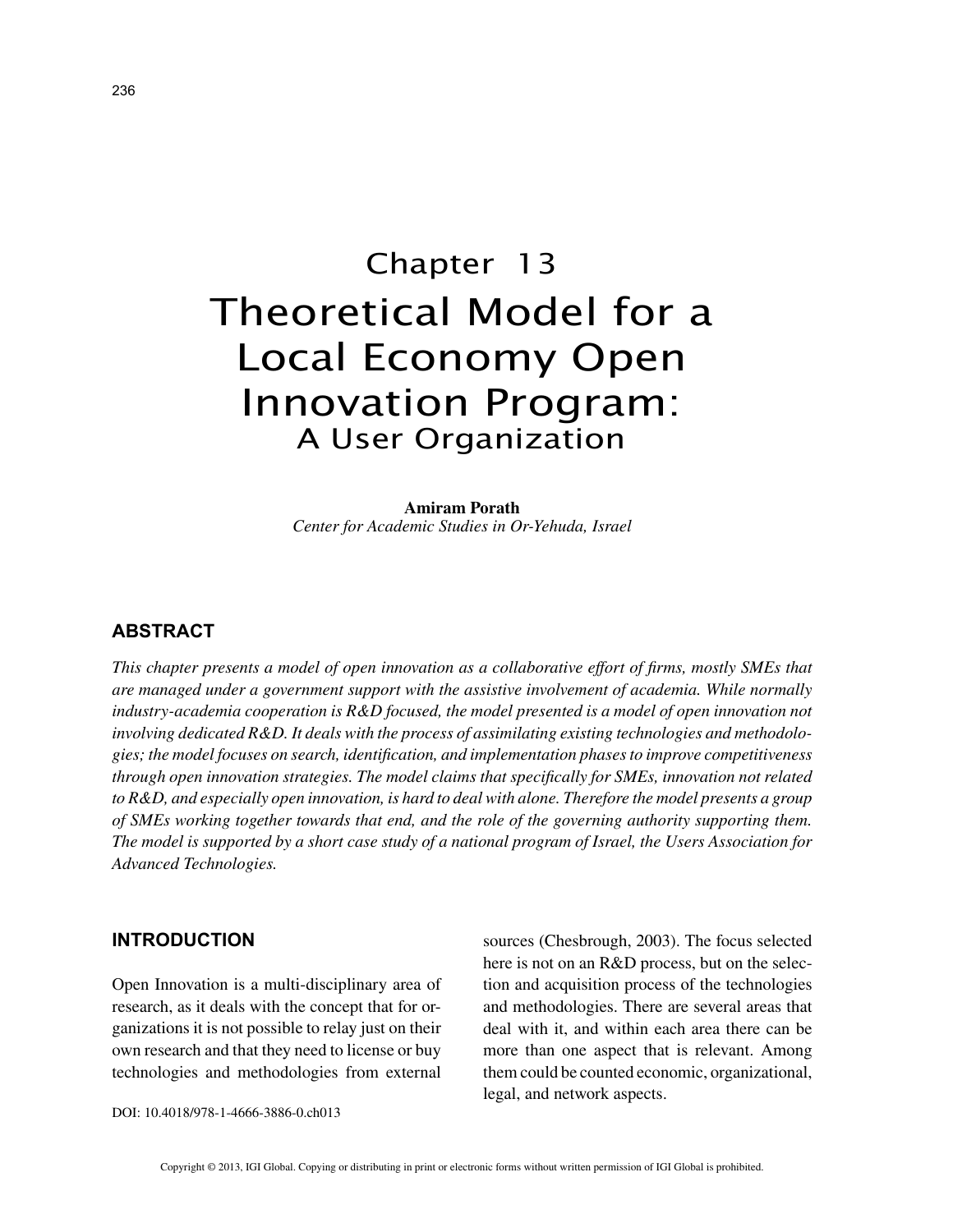# Chapter 13

# Theoretical Model for a Local Economy Open Innovation Program: A User Organization

**Amiram Porath**
*Center for Academic Studies in Or-Yehuda, Israel*

## ABSTRACT

*This chapter presents a model of open innovation as a collaborative effort of firms, mostly SMEs that are managed under a government support with the assistive involvement of academia. While normally industry-academia cooperation is R&D focused, the model presented is a model of open innovation not involving dedicated R&D. It deals with the process of assimilating existing technologies and methodologies; the model focuses on search, identification, and implementation phases to improve competitiveness through open innovation strategies. The model claims that specifically for SMEs, innovation not related to R&D, and especially open innovation, is hard to deal with alone. Therefore the model presents a group of SMEs working together towards that end, and the role of the governing authority supporting them. The model is supported by a short case study of a national program of Israel, the Users Association for Advanced Technologies.*

## INTRODUCTION

Open Innovation is a multi-disciplinary area of research, as it deals with the concept that for organizations it is not possible to relay just on their own research and that they need to license or buy technologies and methodologies from external sources (Chesbrough, 2003). The focus selected here is not on an R&D process, but on the selection and acquisition process of the technologies and methodologies. There are several areas that deal with it, and within each area there can be more than one aspect that is relevant. Among them could be counted economic, organizational, legal, and network aspects.

DOI: 10.4018/978-1-4666-3886-0.ch013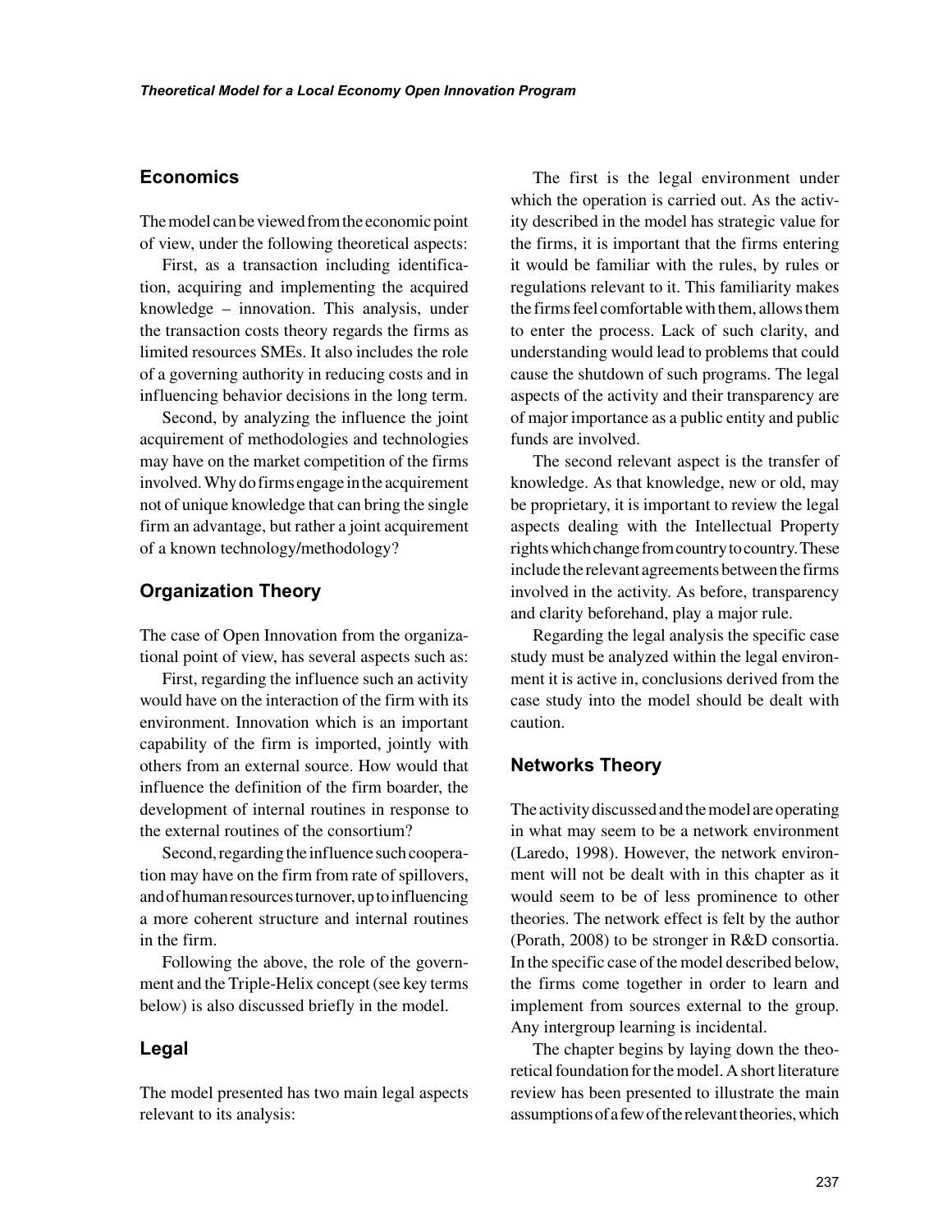## Economics

The model can be viewed from the economic point of view, under the following theoretical aspects:

First, as a transaction including identification, acquiring and implementing the acquired knowledge – innovation. This analysis, under the transaction costs theory regards the firms as limited resources SMEs. It also includes the role of a governing authority in reducing costs and in influencing behavior decisions in the long term.

Second, by analyzing the influence the joint acquirement of methodologies and technologies may have on the market competition of the firms involved. Why do firms engage in the acquirement not of unique knowledge that can bring the single firm an advantage, but rather a joint acquirement of a known technology/methodology?

## Organization Theory

The case of Open Innovation from the organizational point of view, has several aspects such as:

First, regarding the influence such an activity would have on the interaction of the firm with its environment. Innovation which is an important capability of the firm is imported, jointly with others from an external source. How would that influence the definition of the firm boarder, the development of internal routines in response to the external routines of the consortium?

Second, regarding the influence such cooperation may have on the firm from rate of spillovers, and of human resources turnover, up to influencing a more coherent structure and internal routines in the firm.

Following the above, the role of the government and the Triple-Helix concept (see key terms below) is also discussed briefly in the model.

## Legal

The model presented has two main legal aspects relevant to its analysis:

The first is the legal environment under which the operation is carried out. As the activity described in the model has strategic value for the firms, it is important that the firms entering it would be familiar with the rules, by rules or regulations relevant to it. This familiarity makes the firms feel comfortable with them, allows them to enter the process. Lack of such clarity, and understanding would lead to problems that could cause the shutdown of such programs. The legal aspects of the activity and their transparency are of major importance as a public entity and public funds are involved.

The second relevant aspect is the transfer of knowledge. As that knowledge, new or old, may be proprietary, it is important to review the legal aspects dealing with the Intellectual Property rights which change from country to country. These include the relevant agreements between the firms involved in the activity. As before, transparency and clarity beforehand, play a major rule.

Regarding the legal analysis the specific case study must be analyzed within the legal environment it is active in, conclusions derived from the case study into the model should be dealt with caution.

## Networks Theory

The activity discussed and the model are operating in what may seem to be a network environment (Laredo, 1998). However, the network environment will not be dealt with in this chapter as it would seem to be of less prominence to other theories. The network effect is felt by the author (Porath, 2008) to be stronger in R&D consortia. In the specific case of the model described below, the firms come together in order to learn and implement from sources external to the group. Any intergroup learning is incidental.

The chapter begins by laying down the theoretical foundation for the model. A short literature review has been presented to illustrate the main assumptions of a few of the relevant theories, which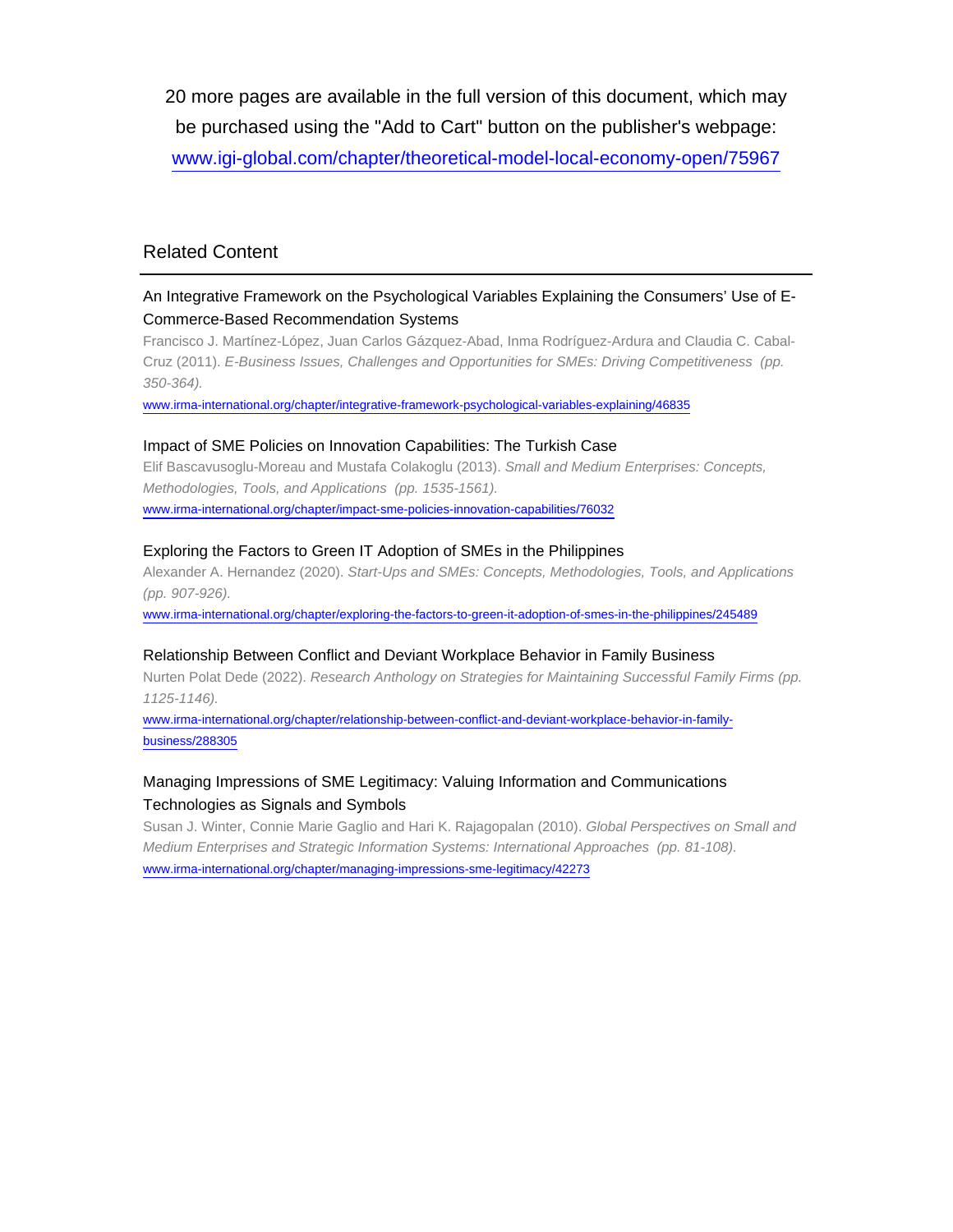20 more pages are available in the full version of this document, which may be purchased using the "Add to Cart" button on the publisher's webpage: www.igi-global.com/chapter/theoretical-model-local-economy-open/75967

## Related Content

An Integrative Framework on the Psychological Variables Explaining the Consumers' Use of E-Commerce-Based Recommendation Systems
Francisco J. Martínez-López, Juan Carlos Gázquez-Abad, Inma Rodríguez-Ardura and Claudia C. Cabal-Cruz (2011). *E-Business Issues, Challenges and Opportunities for SMEs: Driving Competitiveness (pp. 350-364).*
www.irma-international.org/chapter/integrative-framework-psychological-variables-explaining/46835

Impact of SME Policies on Innovation Capabilities: The Turkish Case
Elif Bascavusoglu-Moreau and Mustafa Colakoglu (2013). *Small and Medium Enterprises: Concepts, Methodologies, Tools, and Applications (pp. 1535-1561).*
www.irma-international.org/chapter/impact-sme-policies-innovation-capabilities/76032

Exploring the Factors to Green IT Adoption of SMEs in the Philippines
Alexander A. Hernandez (2020). *Start-Ups and SMEs: Concepts, Methodologies, Tools, and Applications (pp. 907-926).*
www.irma-international.org/chapter/exploring-the-factors-to-green-it-adoption-of-smes-in-the-philippines/245489

Relationship Between Conflict and Deviant Workplace Behavior in Family Business
Nurten Polat Dede (2022). *Research Anthology on Strategies for Maintaining Successful Family Firms (pp. 1125-1146).*
www.irma-international.org/chapter/relationship-between-conflict-and-deviant-workplace-behavior-in-family-business/288305

Managing Impressions of SME Legitimacy: Valuing Information and Communications Technologies as Signals and Symbols
Susan J. Winter, Connie Marie Gaglio and Hari K. Rajagopalan (2010). *Global Perspectives on Small and Medium Enterprises and Strategic Information Systems: International Approaches (pp. 81-108).*
www.irma-international.org/chapter/managing-impressions-sme-legitimacy/42273